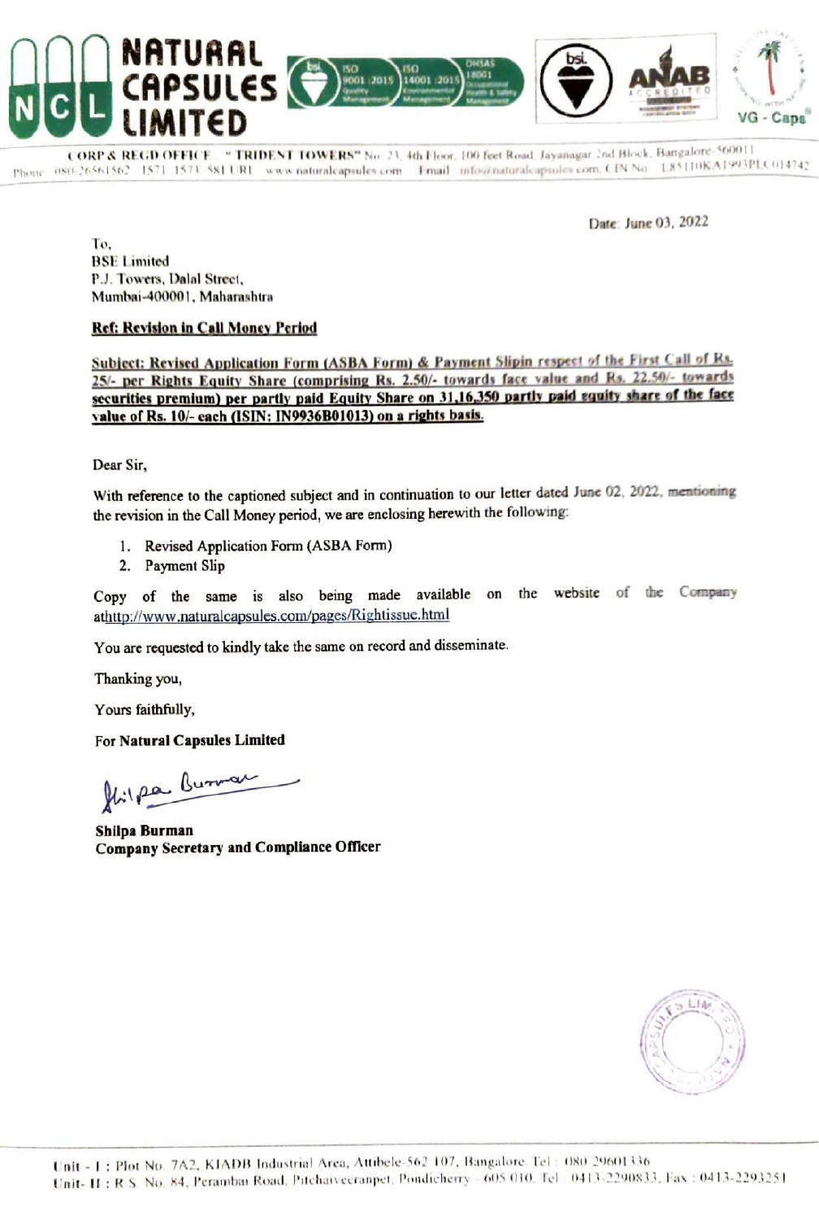# NATURAL CAPSULES LIMITED

CORP & REGD OFFICE : "TRIDENT TOWERS" No. 23, 4th Floor, 100 feet Road, Jayanagar 2nd Block, Bangalore-560011
Phone : 080-26561562 1571 1573 581 URL : www.naturalcapsules.com Email : info@naturalcapsules.com, CIN No. L85110KA1993PLC014742

Date: June 03, 2022

To,
BSE Limited
P.J. Towers, Dalal Street,
Mumbai-400001, Maharashtra

**Ref: Revision in Call Money Period**

**Subject: Revised Application Form (ASBA Form) & Payment Slipin respect of the First Call of Rs. 25/- per Rights Equity Share (comprising Rs. 2.50/- towards face value and Rs. 22.50/- towards securities premium) per partly paid Equity Share on 31,16,350 partly paid equity share of the face value of Rs. 10/- each (ISIN: IN9936B01013) on a rights basis.**

Dear Sir,

With reference to the captioned subject and in continuation to our letter dated June 02, 2022, mentioning the revision in the Call Money period, we are enclosing herewith the following:

1. Revised Application Form (ASBA Form)
2. Payment Slip

Copy of the same is also being made available on the website of the Company athttp://www.naturalcapsules.com/pages/Rightissue.html

You are requested to kindly take the same on record and disseminate.

Thanking you,

Yours faithfully,

**For Natural Capsules Limited**

**Shilpa Burman**
**Company Secretary and Compliance Officer**

Unit - I : Plot No. 7A2, KIADB Industrial Area, Attibele-562 107, Bangalore. Tel : 080-29601336
Unit- II : R.S. No. 84, Perambai Road, Pitchaiveeranpet, Pondicherry - 605 010. Tel : 0413-2290833, Fax : 0413-2293251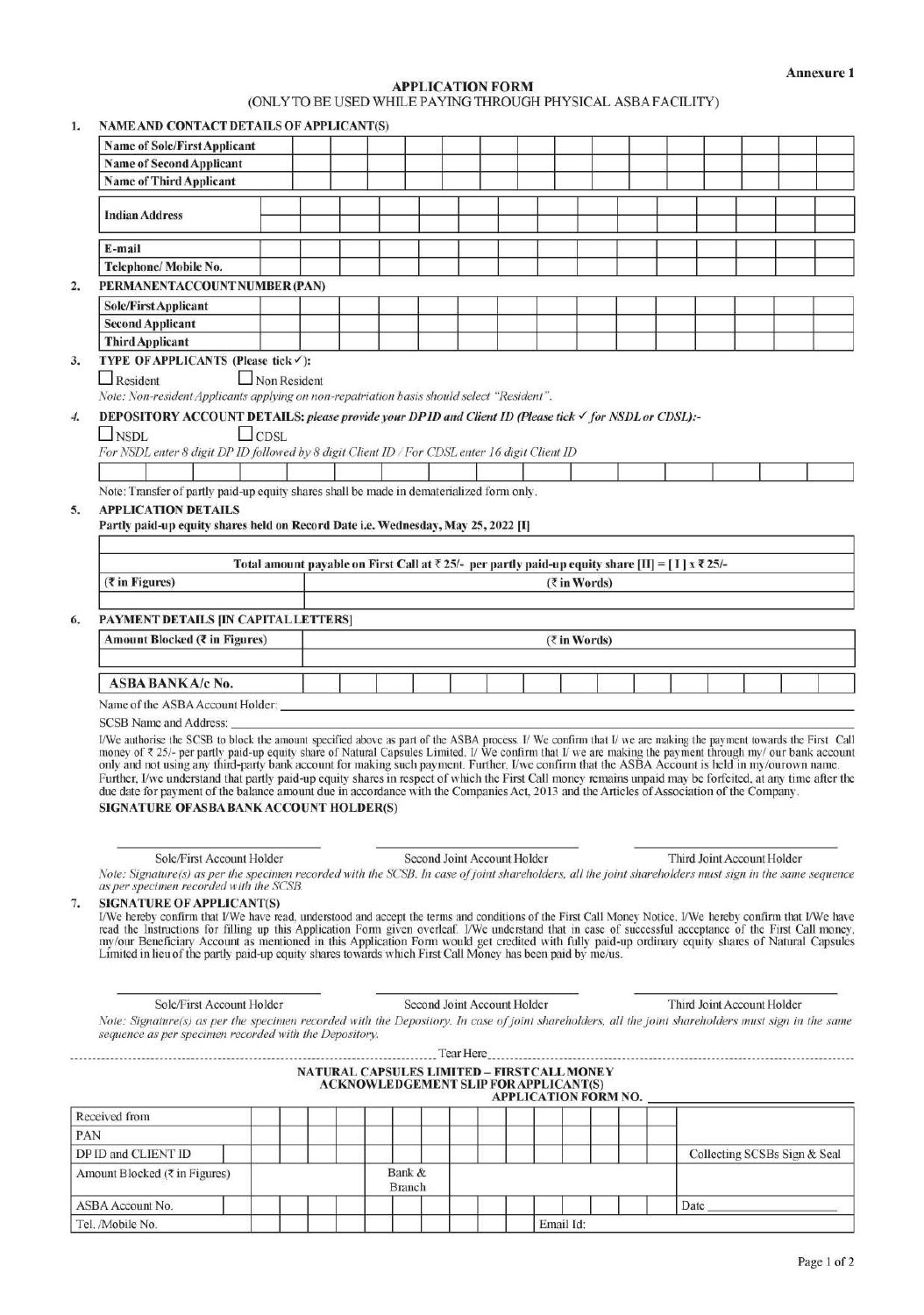Annexure 1

# APPLICATION FORM

(ONLY TO BE USED WHILE PAYING THROUGH PHYSICAL ASBA FACILITY)

## 1. NAME AND CONTACT DETAILS OF APPLICANT(S)

| | |
|---|---|
| Name of Sole/First Applicant | |
| Name of Second Applicant | |
| Name of Third Applicant | |
| Indian Address | |
| E-mail | |
| Telephone/ Mobile No. | |

## 2. PERMANENT ACCOUNT NUMBER (PAN)

| | |
|---|---|
| Sole/First Applicant | |
| Second Applicant | |
| Third Applicant | |

## 3. TYPE OF APPLICANTS (Please tick ✓):

☐ Resident ☐ Non Resident

*Note: Non-resident Applicants applying on non-repatriation basis should select "Resident".*

## 4. DEPOSITORY ACCOUNT DETAILS: *please provide your DP ID and Client ID (Please tick ✓ for NSDL or CDSL):-*

☐ NSDL ☐ CDSL

*For NSDL enter 8 digit DP ID followed by 8 digit Client ID / For CDSL enter 16 digit Client ID*

| | | | | | | | | | | | | | | | |
|---|---|---|---|---|---|---|---|---|---|---|---|---|---|---|---|

Note: Transfer of partly paid-up equity shares shall be made in dematerialized form only.

## 5. APPLICATION DETAILS

**Partly paid-up equity shares held on Record Date i.e. Wednesday, May 25, 2022 [I]**

| | |
|---|---|
| | |
| **Total amount payable on First Call at ₹ 25/- per partly paid-up equity share [II] = [ I ] x ₹ 25/-** | |
| (₹ in Figures) | (₹ in Words) |
| | |

## 6. PAYMENT DETAILS [IN CAPITAL LETTERS]

| Amount Blocked (₹ in Figures) | (₹ in Words) |
|---|---|
| | |
| **ASBA BANK A/c No.** | |

Name of the ASBA Account Holder: ______________________

SCSB Name and Address: ______________________

I/We authorise the SCSB to block the amount specified above as part of the ASBA process. I/ We confirm that I/ we are making the payment towards the First Call money of ₹ 25/- per partly paid-up equity share of Natural Capsules Limited. I/ We confirm that I/ we are making the payment through my/ our bank account only and not using any third-party bank account for making such payment. Further, I/we confirm that the ASBA Account is held in my/ourown name. Further, I/we understand that partly paid-up equity shares in respect of which the First Call money remains unpaid may be forfeited, at any time after the due date for payment of the balance amount due in accordance with the Companies Act, 2013 and the Articles of Association of the Company.

**SIGNATURE OF ASBA BANK ACCOUNT HOLDER(S)**

| Sole/First Account Holder | Second Joint Account Holder | Third Joint Account Holder |
|---|---|---|

*Note: Signature(s) as per the specimen recorded with the SCSB. In case of joint shareholders, all the joint shareholders must sign in the same sequence as per specimen recorded with the SCSB.*

## 7. SIGNATURE OF APPLICANT(S)

I/We hereby confirm that I/We have read, understood and accept the terms and conditions of the First Call Money Notice. I/We hereby confirm that I/We have read the Instructions for filling up this Application Form given overleaf. I/We understand that in case of successful acceptance of the First Call money, my/our Beneficiary Account as mentioned in this Application Form would get credited with fully paid-up ordinary equity shares of Natural Capsules Limited in lieu of the partly paid-up equity shares towards which First Call Money has been paid by me/us.

| Sole/First Account Holder | Second Joint Account Holder | Third Joint Account Holder |
|---|---|---|

*Note: Signature(s) as per the specimen recorded with the Depository. In case of joint shareholders, all the joint shareholders must sign in the same sequence as per specimen recorded with the Depository.*

Tear Here

**NATURAL CAPSULES LIMITED – FIRST CALL MONEY**
**ACKNOWLEDGEMENT SLIP FOR APPLICANT(S)**
**APPLICATION FORM NO.** ______________________

| | | | |
|---|---|---|---|
| Received from | | | |
| PAN | | | |
| DP ID and CLIENT ID | | | Collecting SCSBs Sign & Seal |
| Amount Blocked (₹ in Figures) | | Bank & Branch | |
| ASBA Account No. | | | Date ______ |
| Tel. /Mobile No. | | Email Id: | |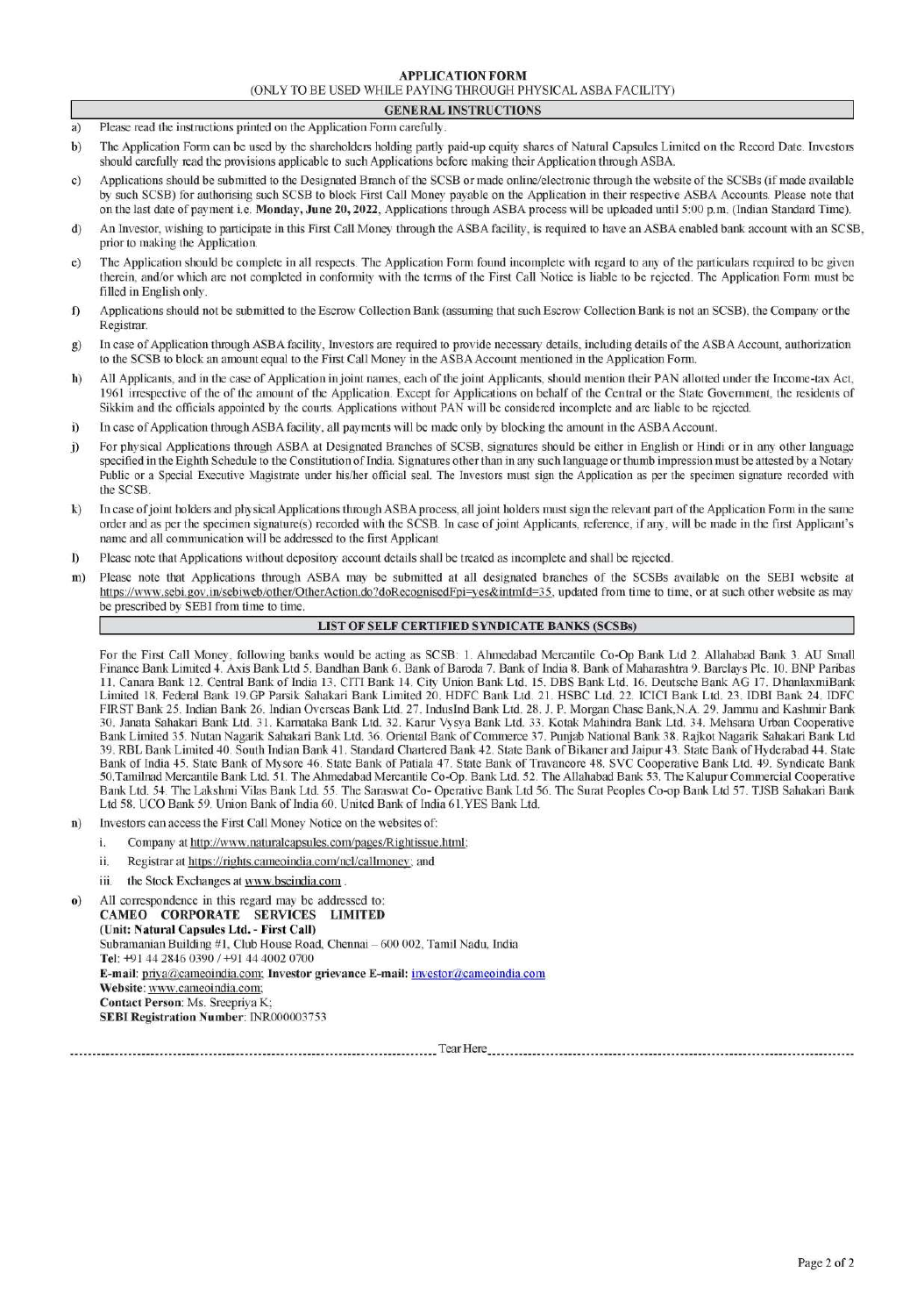# APPLICATION FORM

(ONLY TO BE USED WHILE PAYING THROUGH PHYSICAL ASBA FACILITY)

## GENERAL INSTRUCTIONS

a) Please read the instructions printed on the Application Form carefully.

b) The Application Form can be used by the shareholders holding partly paid-up equity shares of Natural Capsules Limited on the Record Date. Investors should carefully read the provisions applicable to such Applications before making their Application through ASBA.

c) Applications should be submitted to the Designated Branch of the SCSB or made online/electronic through the website of the SCSBs (if made available by such SCSB) for authorising such SCSB to block First Call Money payable on the Application in their respective ASBA Accounts. Please note that on the last date of payment i.e. **Monday, June 20, 2022**, Applications through ASBA process will be uploaded until 5:00 p.m. (Indian Standard Time).

d) An Investor, wishing to participate in this First Call Money through the ASBA facility, is required to have an ASBA enabled bank account with an SCSB, prior to making the Application.

e) The Application should be complete in all respects. The Application Form found incomplete with regard to any of the particulars required to be given therein, and/or which are not completed in conformity with the terms of the First Call Notice is liable to be rejected. The Application Form must be filled in English only.

f) Applications should not be submitted to the Escrow Collection Bank (assuming that such Escrow Collection Bank is not an SCSB), the Company or the Registrar.

g) In case of Application through ASBA facility, Investors are required to provide necessary details, including details of the ASBA Account, authorization to the SCSB to block an amount equal to the First Call Money in the ASBA Account mentioned in the Application Form.

h) All Applicants, and in the case of Application in joint names, each of the joint Applicants, should mention their PAN allotted under the Income-tax Act, 1961 irrespective of the of the amount of the Application. Except for Applications on behalf of the Central or the State Government, the residents of Sikkim and the officials appointed by the courts. Applications without PAN will be considered incomplete and are liable to be rejected.

i) In case of Application through ASBA facility, all payments will be made only by blocking the amount in the ASBA Account.

j) For physical Applications through ASBA at Designated Branches of SCSB, signatures should be either in English or Hindi or in any other language specified in the Eighth Schedule to the Constitution of India. Signatures other than in any such language or thumb impression must be attested by a Notary Public or a Special Executive Magistrate under his/her official seal. The Investors must sign the Application as per the specimen signature recorded with the SCSB.

k) In case of joint holders and physical Applications through ASBA process, all joint holders must sign the relevant part of the Application Form in the same order and as per the specimen signature(s) recorded with the SCSB. In case of joint Applicants, reference, if any, will be made in the first Applicant's name and all communication will be addressed to the first Applicant

l) Please note that Applications without depository account details shall be treated as incomplete and shall be rejected.

m) Please note that Applications through ASBA may be submitted at all designated branches of the SCSBs available on the SEBI website at https://www.sebi.gov.in/sebiweb/other/OtherAction.do?doRecognisedFpi=yes&intmId=35, updated from time to time, or at such other website as may be prescribed by SEBI from time to time.

## LIST OF SELF CERTIFIED SYNDICATE BANKS (SCSBs)

For the First Call Money, following banks would be acting as SCSB: 1. Ahmedabad Mercantile Co-Op Bank Ltd 2. Allahabad Bank 3. AU Small Finance Bank Limited 4. Axis Bank Ltd 5. Bandhan Bank 6. Bank of Baroda 7. Bank of India 8. Bank of Maharashtra 9. Barclays Plc. 10. BNP Paribas 11. Canara Bank 12. Central Bank of India 13. CITI Bank 14. City Union Bank Ltd. 15. DBS Bank Ltd. 16. Deutsche Bank AG 17. DhanlaxmiBank Limited 18. Federal Bank 19.GP Parsik Sahakari Bank Limited 20. HDFC Bank Ltd. 21. HSBC Ltd. 22. ICICI Bank Ltd. 23. IDBI Bank 24. IDFC FIRST Bank 25. Indian Bank 26. Indian Overseas Bank Ltd. 27. IndusInd Bank Ltd. 28. J. P. Morgan Chase Bank,N.A. 29. Jammu and Kashmir Bank 30. Janata Sahakari Bank Ltd. 31. Karnataka Bank Ltd. 32. Karur Vysya Bank Ltd. 33. Kotak Mahindra Bank Ltd. 34. Mehsana Urban Cooperative Bank Limited 35. Nutan Nagarik Sahakari Bank Ltd. 36. Oriental Bank of Commerce 37. Punjab National Bank 38. Rajkot Nagarik Sahakari Bank Ltd 39. RBL Bank Limited 40. South Indian Bank 41. Standard Chartered Bank 42. State Bank of Bikaner and Jaipur 43. State Bank of Hyderabad 44. State Bank of India 45. State Bank of Mysore 46. State Bank of Patiala 47. State Bank of Travancore 48. SVC Cooperative Bank Ltd. 49. Syndicate Bank 50.Tamilnad Mercantile Bank Ltd. 51. The Ahmedabad Mercantile Co-Op. Bank Ltd. 52. The Allahabad Bank 53. The Kalupur Commercial Cooperative Bank Ltd. 54. The Lakshmi Vilas Bank Ltd. 55. The Saraswat Co- Operative Bank Ltd 56. The Surat Peoples Co-op Bank Ltd 57. TJSB Sahakari Bank Ltd 58. UCO Bank 59. Union Bank of India 60. United Bank of India 61.YES Bank Ltd.

n) Investors can access the First Call Money Notice on the websites of:

   i. Company at http://www.naturalcapsules.com/pages/Rightissue.html;

   ii. Registrar at https://rights.cameoindia.com/ncl/callmoney; and

   iii. the Stock Exchanges at www.bseindia.com .

o) All correspondence in this regard may be addressed to:

**CAMEO CORPORATE SERVICES LIMITED**
**(Unit: Natural Capsules Ltd. - First Call)**
Subramanian Building #1, Club House Road, Chennai – 600 002, Tamil Nadu, India
**Tel:** +91 44 2846 0390 / +91 44 4002 0700
**E-mail:** priya@cameoindia.com; **Investor grievance E-mail:** investor@cameoindia.com
**Website:** www.cameoindia.com;
**Contact Person:** Ms. Sreepriya K;
**SEBI Registration Number**: INR000003753

---------- Tear Here ----------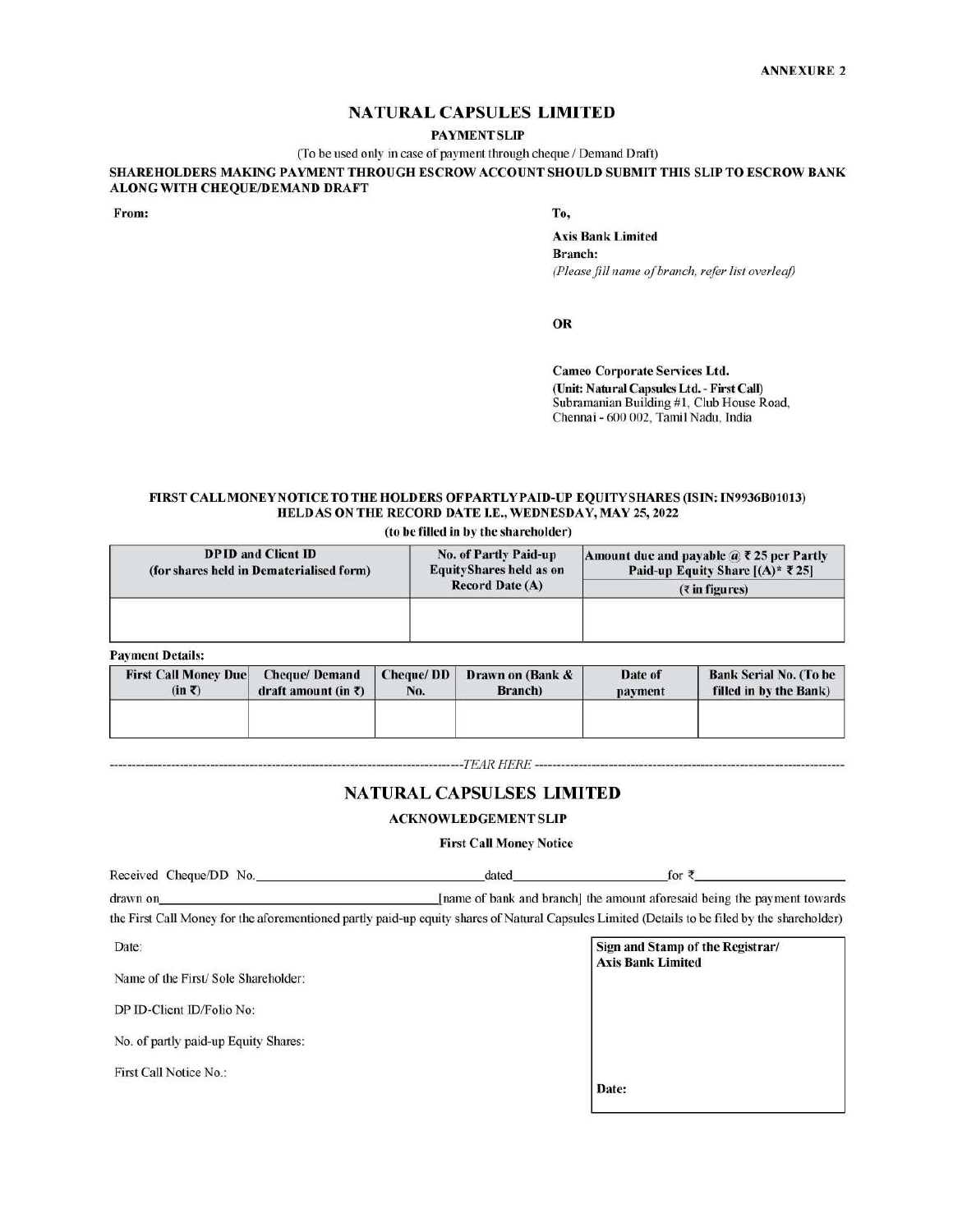**ANNEXURE 2**

# NATURAL CAPSULES LIMITED

**PAYMENT SLIP**

(To be used only in case of payment through cheque / Demand Draft)

**SHAREHOLDERS MAKING PAYMENT THROUGH ESCROW ACCOUNT SHOULD SUBMIT THIS SLIP TO ESCROW BANK ALONG WITH CHEQUE/DEMAND DRAFT**

**From:**

**To,**

**Axis Bank Limited**
**Branch:**
*(Please fill name of branch, refer list overleaf)*

**OR**

**Cameo Corporate Services Ltd.**
**(Unit: Natural Capsules Ltd. - First Call)**
Subramanian Building #1, Club House Road,
Chennai - 600 002, Tamil Nadu, India

**FIRST CALL MONEY NOTICE TO THE HOLDERS OF PARTLY PAID-UP EQUITY SHARES (ISIN: IN9936B01013) HELD AS ON THE RECORD DATE I.E., WEDNESDAY, MAY 25, 2022**

**(to be filled in by the shareholder)**

| DPID and Client ID (for shares held in Dematerialised form) | No. of Partly Paid-up Equity Shares held as on Record Date (A) | Amount due and payable @ ₹ 25 per Partly Paid-up Equity Share [(A)* ₹ 25] (₹ in figures) |
|---|---|---|
| | | |

**Payment Details:**

| First Call Money Due (in ₹) | Cheque/ Demand draft amount (in ₹) | Cheque/ DD No. | Drawn on (Bank & Branch) | Date of payment | Bank Serial No. (To be filled in by the Bank) |
|---|---|---|---|---|---|
| | | | | | |

---------------------------------------- *TEAR HERE* ----------------------------------------

# NATURAL CAPSULSES LIMITED

**ACKNOWLEDGEMENT SLIP**

**First Call Money Notice**

Received Cheque/DD No.\_\_\_\_\_\_\_\_\_\_\_\_\_\_\_\_\_\_dated\_\_\_\_\_\_\_\_\_\_\_\_\_\_for ₹\_\_\_\_\_\_\_\_\_\_\_\_\_\_

drawn on\_\_\_\_\_\_\_\_\_\_\_\_\_\_\_\_\_\_[name of bank and branch] the amount aforesaid being the payment towards the First Call Money for the aforementioned partly paid-up equity shares of Natural Capsules Limited (Details to be filed by the shareholder)

Date:

Name of the First/ Sole Shareholder:

DP ID-Client ID/Folio No:

No. of partly paid-up Equity Shares:

First Call Notice No.:

| **Sign and Stamp of the Registrar/ Axis Bank Limited** |
|---|
| **Date:** |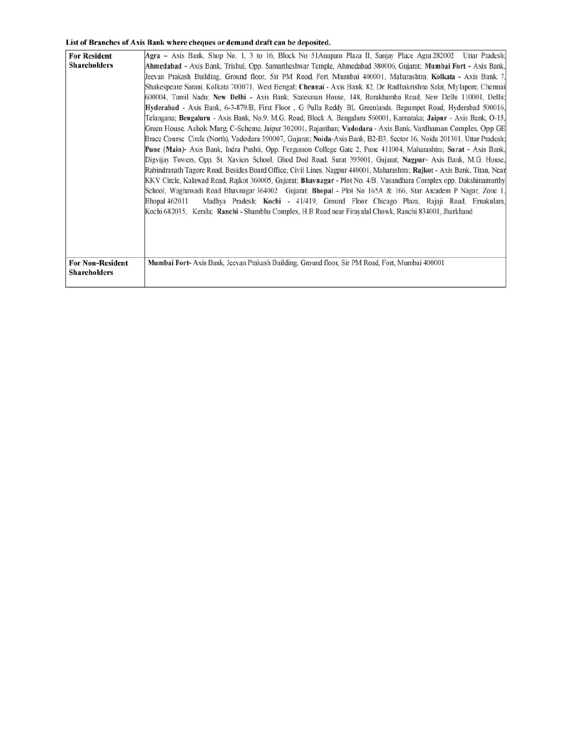**List of Branches of Axis Bank where cheques or demand draft can be deposited.**

| | |
|---|---|
| **For Resident Shareholders** | **Agra** – Axis Bank, Shop No. 1, 3 to 16, Block No 51Anupam Plaza II, Sanjay Place Agra 282002 Uttar Pradesh; **Ahmedabad** - Axis Bank, Trishul, Opp. Samartheshwar Temple, Ahmedabad 380006, Gujarat; **Mumbai Fort** - Axis Bank, Jeevan Prakash Building, Ground floor, Sir PM Road, Fort, Mumbai 400001, Maharashtra; **Kolkata** - Axis Bank, 7, Shakespeare Sarani, Kolkata 700071, West Bengal; **Chennai** - Axis Bank, 82, Dr. Radhakrishna Salai, Mylapore, Chennai 600004, Tamil Nadu; **New Delhi** - Axis Bank, Statesman House, 148, Barakhamba Road, New Delhi 110001, Delhi; **Hyderabad** - Axis Bank, 6-3-879/B, First Floor , G Pulla Reddy BL Greenlands, Begumpet Road, Hyderabad 500016, Telangana; **Bengaluru** - Axis Bank, No.9, M.G. Road, Block A, Bengaluru 560001, Karnataka; **Jaipur** - Axis Bank, O-15, Green House, Ashok Marg, C-Scheme, Jaipur 302001, Rajasthan; **Vadodara** - Axis Bank, Vardhaman Complex, Opp GE Brace Course Circle (North), Vadodara 390007, Gujarat; **Noida**-Axis Bank, B2-B3, Sector 16, Noida 201301, Uttar Pradesh; **Pune (Main)**- Axis Bank, Indra Pushti, Opp. Fergusson College Gate 2, Pune 411004, Maharashtra; **Surat** - Axis Bank, Digvijay Towers, Opp. St. Xaviers School, Ghod Dod Road, Surat 395001, Gujarat; **Nagpur**- Axis Bank, M.G. House, Rabindranath Tagore Road, Besides Board Office, Civil Lines, Nagpur 440001, Maharashtra; **Rajkot** - Axis Bank, Titan, Near KKV Circle, Kalawad Road, Rajkot 360005, Gujarat; **Bhavnagar** - Plot No. 4/B, Vasundhara Complex opp. Dakshinamurthy School, Waghawadi Road Bhavnagar 364002 Gujarat; **Bhopal** - Plot No 165A & 166, Star Arcadem P Nagar, Zone 1, Bhopal 462011 Madhya Pradesh; **Kochi** - 41/419, Ground Floor Chicago Plaza, Rajaji Road, Ernakulam, Kochi 682035, Kerala; **Ranchi** - Shambhu Complex, H B Road near Firayalal Chowk, Ranchi 834001, Jharkhand |
| **For Non-Resident Shareholders** | **Mumbai Fort**- Axis Bank, Jeevan Prakash Building, Ground floor, Sir PM Road, Fort, Mumbai 400001 |